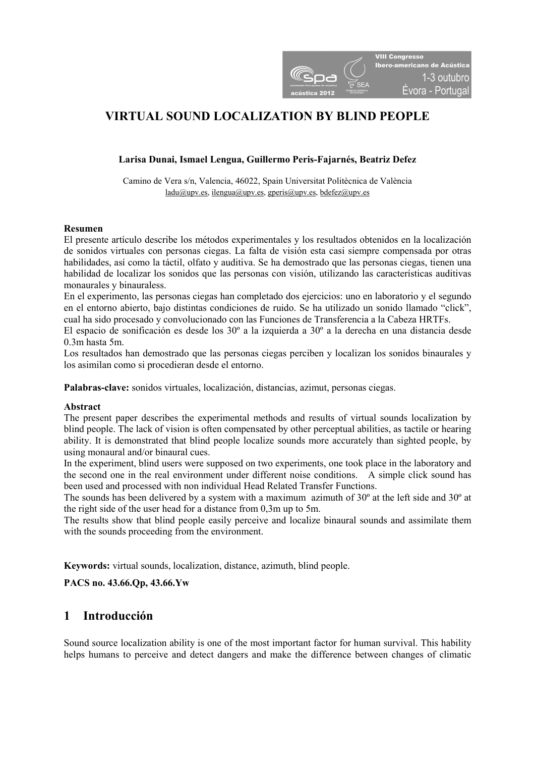# VIRTUAL SOUND LOCALIZATION BY BLIND PEOPLE

**Larisa Dunai, Ismael Lengua, Guillermo Peris-Fajarnés, Beatriz Defez**

Camino de Vera s/n, Valencia, 46022, Spain Universitat Politècnica de València
ladu@upv.es, ilengua@upv.es, gperis@upv.es, bdefez@upv.es

**Resumen**
El presente artículo describe los métodos experimentales y los resultados obtenidos en la localización de sonidos virtuales con personas ciegas. La falta de visión esta casi siempre compensada por otras habilidades, así como la táctil, olfato y auditiva. Se ha demostrado que las personas ciegas, tienen una habilidad de localizar los sonidos que las personas con visión, utilizando las características auditivas monaurales y binauraless.
En el experimento, las personas ciegas han completado dos ejercicios: uno en laboratorio y el segundo en el entorno abierto, bajo distintas condiciones de ruido. Se ha utilizado un sonido llamado "click", cual ha sido procesado y convolucionado con las Funciones de Transferencia a la Cabeza HRTFs.
El espacio de sonificación es desde los 30º a la izquierda a 30º a la derecha en una distancia desde 0.3m hasta 5m.
Los resultados han demostrado que las personas ciegas perciben y localizan los sonidos binaurales y los asimilan como si procedieran desde el entorno.

**Palabras-clave:** sonidos virtuales, localización, distancias, azimut, personas ciegas.

**Abstract**
The present paper describes the experimental methods and results of virtual sounds localization by blind people. The lack of vision is often compensated by other perceptual abilities, as tactile or hearing ability. It is demonstrated that blind people localize sounds more accurately than sighted people, by using monaural and/or binaural cues.
In the experiment, blind users were supposed on two experiments, one took place in the laboratory and the second one in the real environment under different noise conditions. A simple click sound has been used and processed with non individual Head Related Transfer Functions.
The sounds has been delivered by a system with a maximum azimuth of 30º at the left side and 30º at the right side of the user head for a distance from 0,3m up to 5m.
The results show that blind people easily perceive and localize binaural sounds and assimilate them with the sounds proceeding from the environment.

**Keywords:** virtual sounds, localization, distance, azimuth, blind people.

**PACS no. 43.66.Qp, 43.66.Yw**

## 1 Introducción

Sound source localization ability is one of the most important factor for human survival. This hability helps humans to perceive and detect dangers and make the difference between changes of climatic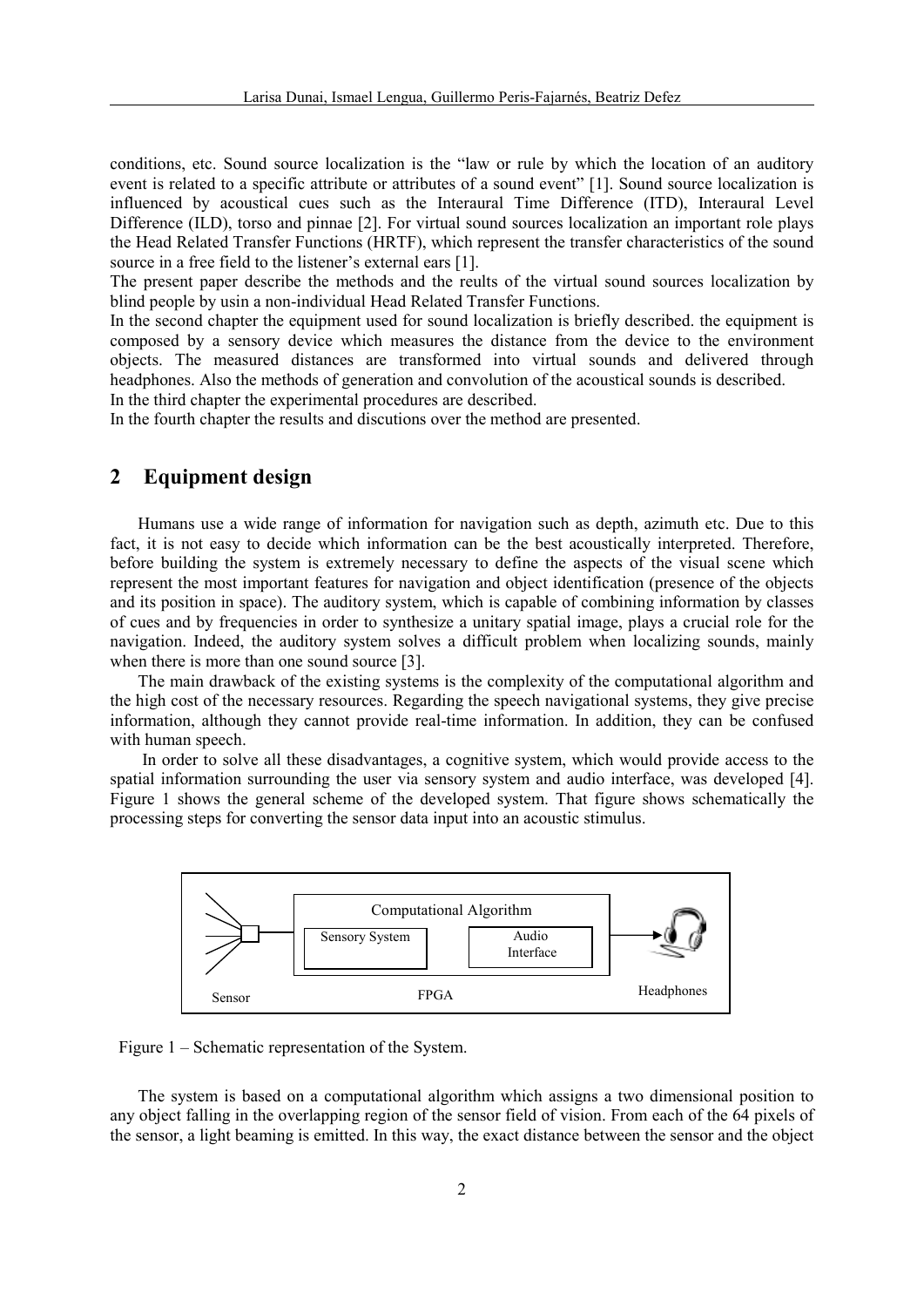conditions, etc. Sound source localization is the "law or rule by which the location of an auditory event is related to a specific attribute or attributes of a sound event" [1]. Sound source localization is influenced by acoustical cues such as the Interaural Time Difference (ITD), Interaural Level Difference (ILD), torso and pinnae [2]. For virtual sound sources localization an important role plays the Head Related Transfer Functions (HRTF), which represent the transfer characteristics of the sound source in a free field to the listener's external ears [1].

The present paper describe the methods and the reults of the virtual sound sources localization by blind people by usin a non-individual Head Related Transfer Functions.

In the second chapter the equipment used for sound localization is briefly described. the equipment is composed by a sensory device which measures the distance from the device to the environment objects. The measured distances are transformed into virtual sounds and delivered through headphones. Also the methods of generation and convolution of the acoustical sounds is described.

In the third chapter the experimental procedures are described.

In the fourth chapter the results and discutions over the method are presented.

## 2 Equipment design

Humans use a wide range of information for navigation such as depth, azimuth etc. Due to this fact, it is not easy to decide which information can be the best acoustically interpreted. Therefore, before building the system is extremely necessary to define the aspects of the visual scene which represent the most important features for navigation and object identification (presence of the objects and its position in space). The auditory system, which is capable of combining information by classes of cues and by frequencies in order to synthesize a unitary spatial image, plays a crucial role for the navigation. Indeed, the auditory system solves a difficult problem when localizing sounds, mainly when there is more than one sound source [3].

The main drawback of the existing systems is the complexity of the computational algorithm and the high cost of the necessary resources. Regarding the speech navigational systems, they give precise information, although they cannot provide real-time information. In addition, they can be confused with human speech.

In order to solve all these disadvantages, a cognitive system, which would provide access to the spatial information surrounding the user via sensory system and audio interface, was developed [4]. Figure 1 shows the general scheme of the developed system. That figure shows schematically the processing steps for converting the sensor data input into an acoustic stimulus.

Sensor | Computational Algorithm: Sensory System, Audio Interface | FPGA | Headphones

Figure 1 – Schematic representation of the System.

The system is based on a computational algorithm which assigns a two dimensional position to any object falling in the overlapping region of the sensor field of vision. From each of the 64 pixels of the sensor, a light beaming is emitted. In this way, the exact distance between the sensor and the object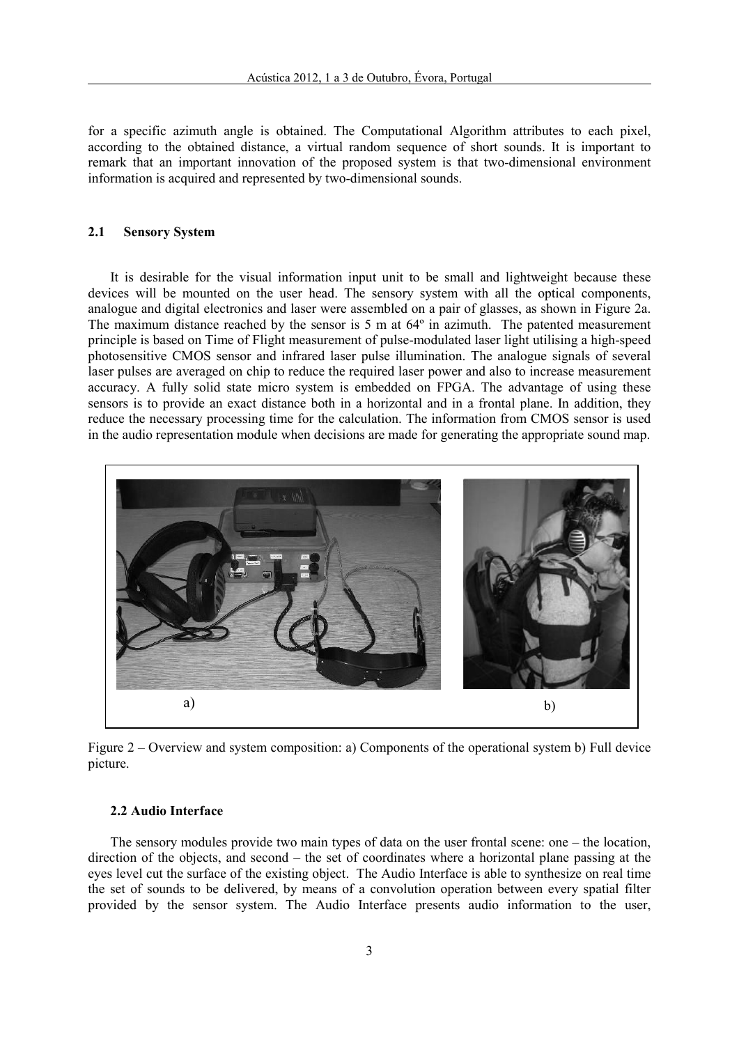for a specific azimuth angle is obtained. The Computational Algorithm attributes to each pixel, according to the obtained distance, a virtual random sequence of short sounds. It is important to remark that an important innovation of the proposed system is that two-dimensional environment information is acquired and represented by two-dimensional sounds.

## 2.1 Sensory System

It is desirable for the visual information input unit to be small and lightweight because these devices will be mounted on the user head. The sensory system with all the optical components, analogue and digital electronics and laser were assembled on a pair of glasses, as shown in Figure 2a. The maximum distance reached by the sensor is 5 m at 64º in azimuth. The patented measurement principle is based on Time of Flight measurement of pulse-modulated laser light utilising a high-speed photosensitive CMOS sensor and infrared laser pulse illumination. The analogue signals of several laser pulses are averaged on chip to reduce the required laser power and also to increase measurement accuracy. A fully solid state micro system is embedded on FPGA. The advantage of using these sensors is to provide an exact distance both in a horizontal and in a frontal plane. In addition, they reduce the necessary processing time for the calculation. The information from CMOS sensor is used in the audio representation module when decisions are made for generating the appropriate sound map.

a) b)

Figure 2 – Overview and system composition: a) Components of the operational system b) Full device picture.

## 2.2 Audio Interface

The sensory modules provide two main types of data on the user frontal scene: one – the location, direction of the objects, and second – the set of coordinates where a horizontal plane passing at the eyes level cut the surface of the existing object. The Audio Interface is able to synthesize on real time the set of sounds to be delivered, by means of a convolution operation between every spatial filter provided by the sensor system. The Audio Interface presents audio information to the user,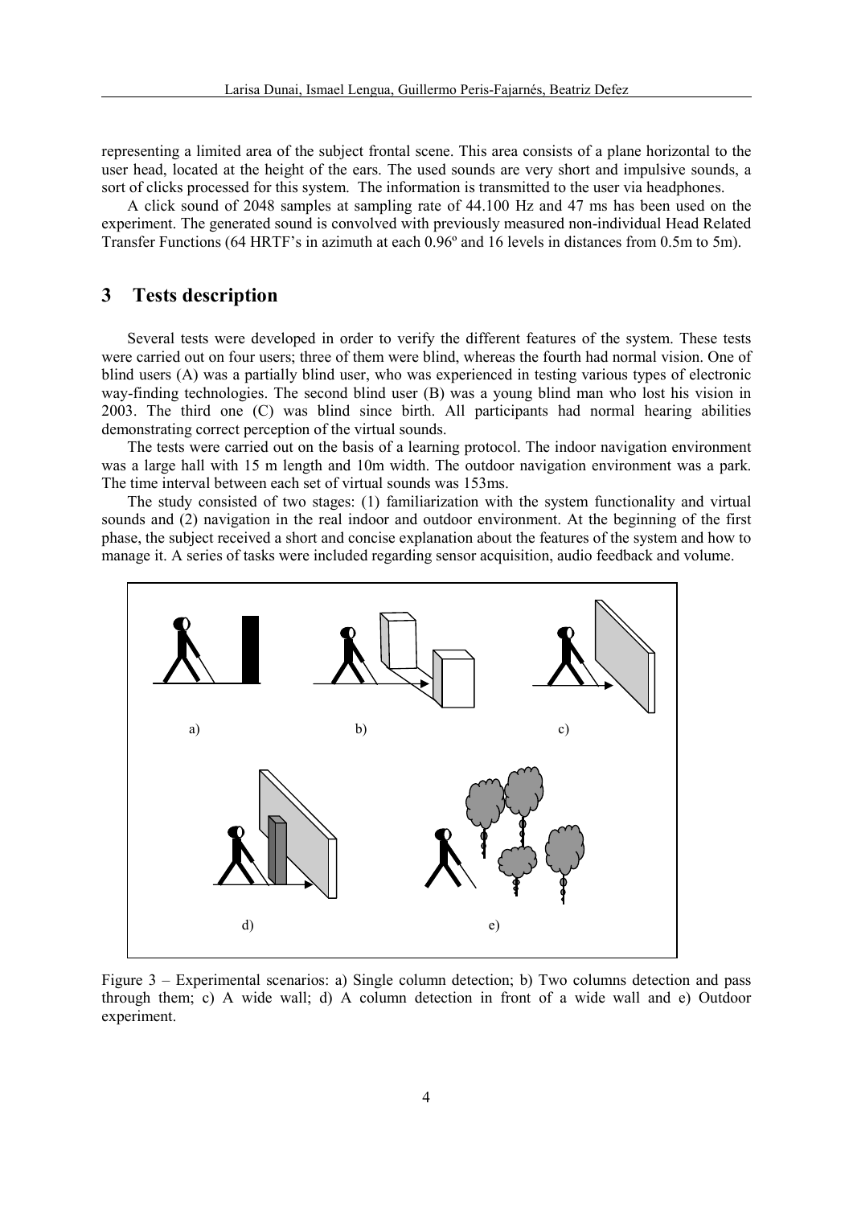representing a limited area of the subject frontal scene. This area consists of a plane horizontal to the user head, located at the height of the ears. The used sounds are very short and impulsive sounds, a sort of clicks processed for this system. The information is transmitted to the user via headphones.

A click sound of 2048 samples at sampling rate of 44.100 Hz and 47 ms has been used on the experiment. The generated sound is convolved with previously measured non-individual Head Related Transfer Functions (64 HRTF's in azimuth at each 0.96º and 16 levels in distances from 0.5m to 5m).

## 3 Tests description

Several tests were developed in order to verify the different features of the system. These tests were carried out on four users; three of them were blind, whereas the fourth had normal vision. One of blind users (A) was a partially blind user, who was experienced in testing various types of electronic way-finding technologies. The second blind user (B) was a young blind man who lost his vision in 2003. The third one (C) was blind since birth. All participants had normal hearing abilities demonstrating correct perception of the virtual sounds.

The tests were carried out on the basis of a learning protocol. The indoor navigation environment was a large hall with 15 m length and 10m width. The outdoor navigation environment was a park. The time interval between each set of virtual sounds was 153ms.

The study consisted of two stages: (1) familiarization with the system functionality and virtual sounds and (2) navigation in the real indoor and outdoor environment. At the beginning of the first phase, the subject received a short and concise explanation about the features of the system and how to manage it. A series of tasks were included regarding sensor acquisition, audio feedback and volume.

Figure 3 – Experimental scenarios: a) Single column detection; b) Two columns detection and pass through them; c) A wide wall; d) A column detection in front of a wide wall and e) Outdoor experiment.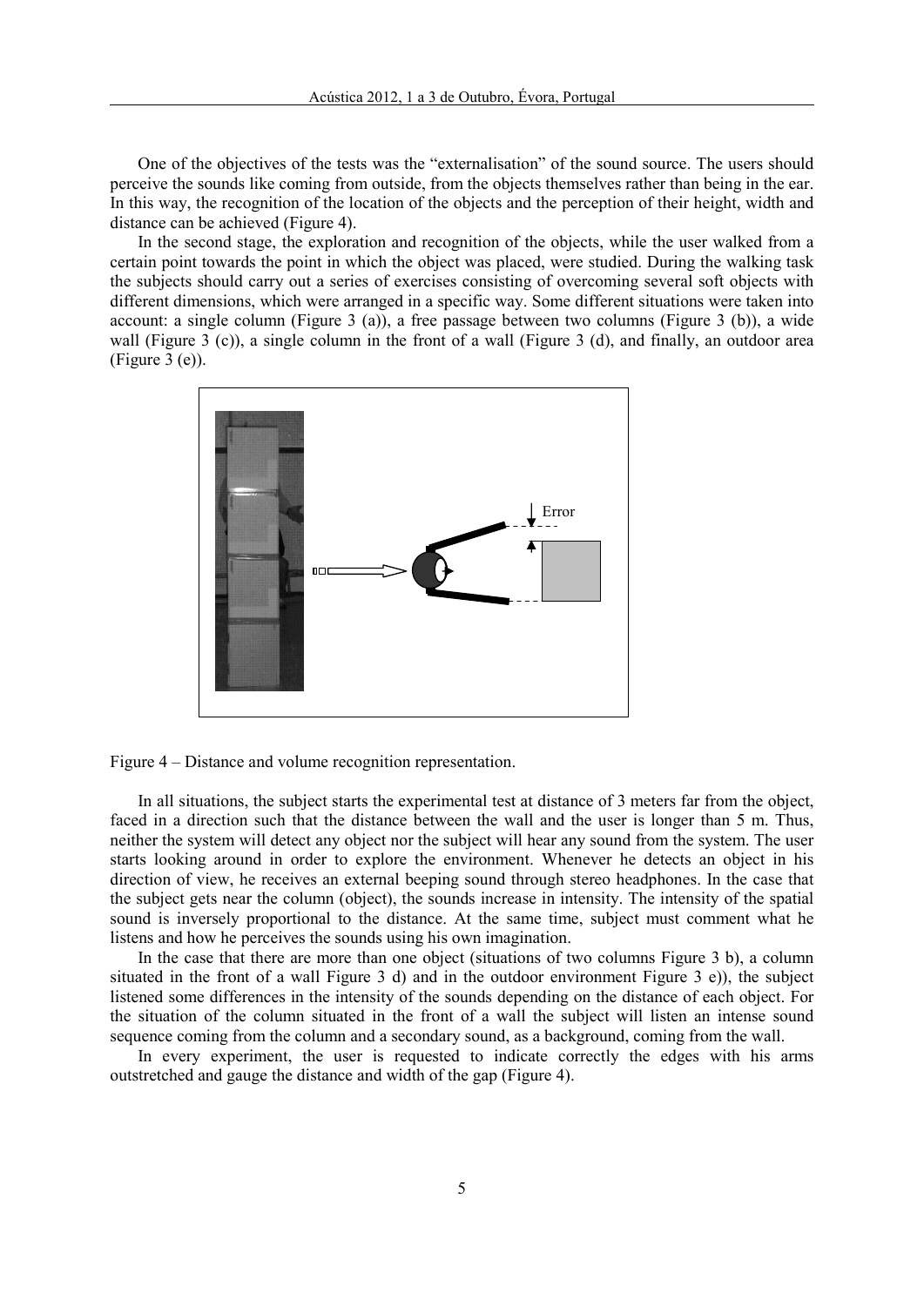One of the objectives of the tests was the "externalisation" of the sound source. The users should perceive the sounds like coming from outside, from the objects themselves rather than being in the ear. In this way, the recognition of the location of the objects and the perception of their height, width and distance can be achieved (Figure 4).

In the second stage, the exploration and recognition of the objects, while the user walked from a certain point towards the point in which the object was placed, were studied. During the walking task the subjects should carry out a series of exercises consisting of overcoming several soft objects with different dimensions, which were arranged in a specific way. Some different situations were taken into account: a single column (Figure 3 (a)), a free passage between two columns (Figure 3 (b)), a wide wall (Figure 3 (c)), a single column in the front of a wall (Figure 3 (d), and finally, an outdoor area (Figure 3 (e)).

Figure 4 – Distance and volume recognition representation.

In all situations, the subject starts the experimental test at distance of 3 meters far from the object, faced in a direction such that the distance between the wall and the user is longer than 5 m. Thus, neither the system will detect any object nor the subject will hear any sound from the system. The user starts looking around in order to explore the environment. Whenever he detects an object in his direction of view, he receives an external beeping sound through stereo headphones. In the case that the subject gets near the column (object), the sounds increase in intensity. The intensity of the spatial sound is inversely proportional to the distance. At the same time, subject must comment what he listens and how he perceives the sounds using his own imagination.

In the case that there are more than one object (situations of two columns Figure 3 b), a column situated in the front of a wall Figure 3 d) and in the outdoor environment Figure 3 e)), the subject listened some differences in the intensity of the sounds depending on the distance of each object. For the situation of the column situated in the front of a wall the subject will listen an intense sound sequence coming from the column and a secondary sound, as a background, coming from the wall.

In every experiment, the user is requested to indicate correctly the edges with his arms outstretched and gauge the distance and width of the gap (Figure 4).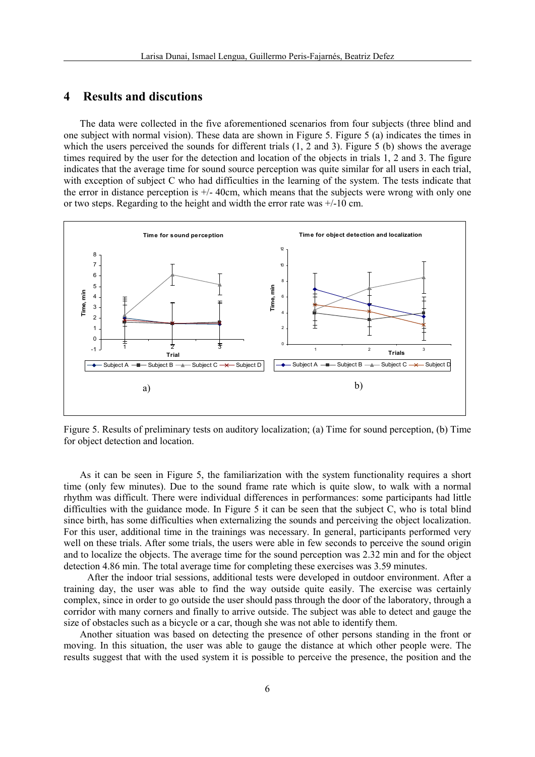# 4 Results and discutions

The data were collected in the five aforementioned scenarios from four subjects (three blind and one subject with normal vision). These data are shown in Figure 5. Figure 5 (a) indicates the times in which the users perceived the sounds for different trials (1, 2 and 3). Figure 5 (b) shows the average times required by the user for the detection and location of the objects in trials 1, 2 and 3. The figure indicates that the average time for sound source perception was quite similar for all users in each trial, with exception of subject C who had difficulties in the learning of the system. The tests indicate that the error in distance perception is +/- 40cm, which means that the subjects were wrong with only one or two steps. Regarding to the height and width the error rate was +/-10 cm.

Figure 5. Results of preliminary tests on auditory localization; (a) Time for sound perception, (b) Time for object detection and location.

As it can be seen in Figure 5, the familiarization with the system functionality requires a short time (only few minutes). Due to the sound frame rate which is quite slow, to walk with a normal rhythm was difficult. There were individual differences in performances: some participants had little difficulties with the guidance mode. In Figure 5 it can be seen that the subject C, who is total blind since birth, has some difficulties when externalizing the sounds and perceiving the object localization. For this user, additional time in the trainings was necessary. In general, participants performed very well on these trials. After some trials, the users were able in few seconds to perceive the sound origin and to localize the objects. The average time for the sound perception was 2.32 min and for the object detection 4.86 min. The total average time for completing these exercises was 3.59 minutes.

After the indoor trial sessions, additional tests were developed in outdoor environment. After a training day, the user was able to find the way outside quite easily. The exercise was certainly complex, since in order to go outside the user should pass through the door of the laboratory, through a corridor with many corners and finally to arrive outside. The subject was able to detect and gauge the size of obstacles such as a bicycle or a car, though she was not able to identify them.

Another situation was based on detecting the presence of other persons standing in the front or moving. In this situation, the user was able to gauge the distance at which other people were. The results suggest that with the used system it is possible to perceive the presence, the position and the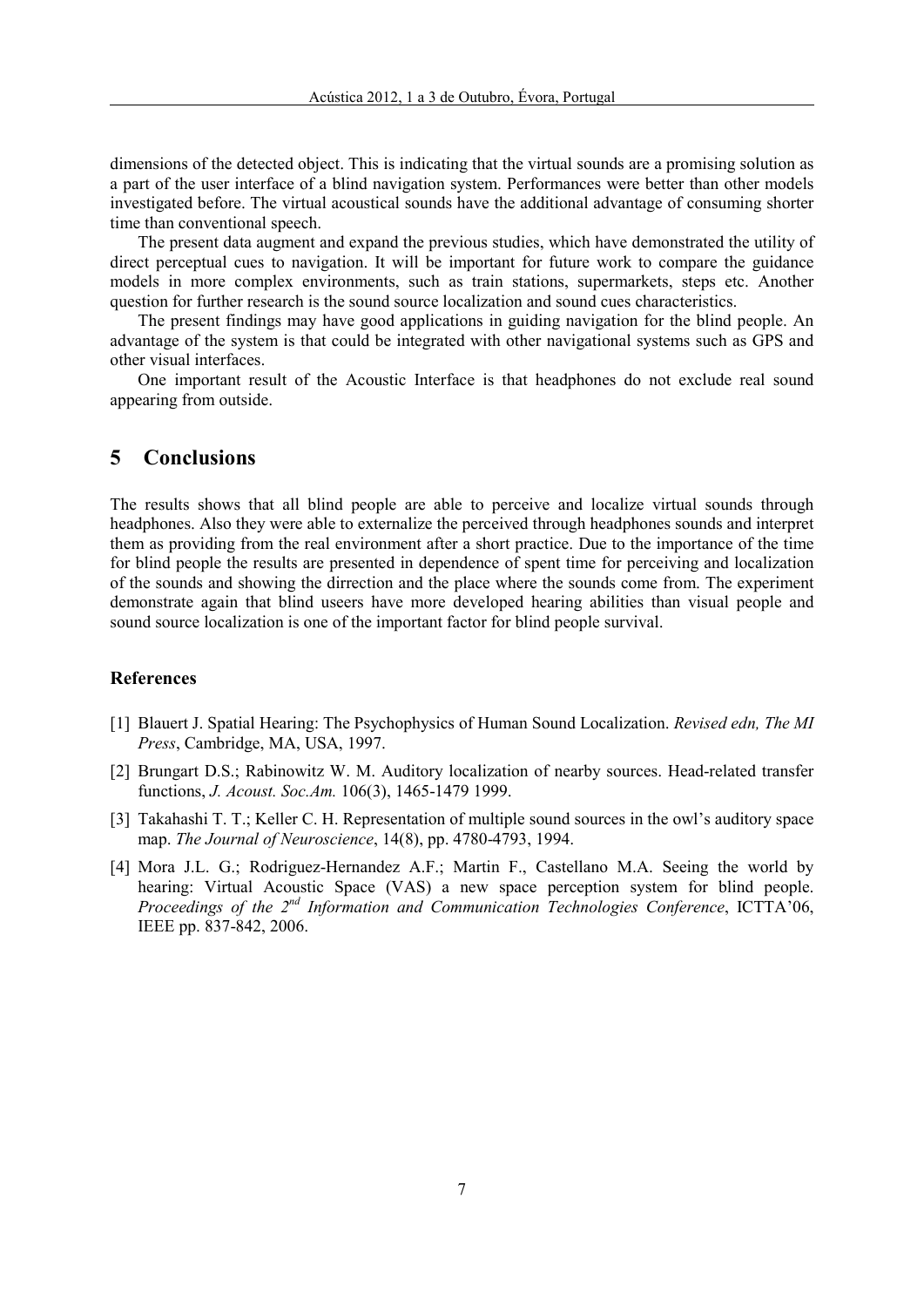dimensions of the detected object. This is indicating that the virtual sounds are a promising solution as a part of the user interface of a blind navigation system. Performances were better than other models investigated before. The virtual acoustical sounds have the additional advantage of consuming shorter time than conventional speech.

The present data augment and expand the previous studies, which have demonstrated the utility of direct perceptual cues to navigation. It will be important for future work to compare the guidance models in more complex environments, such as train stations, supermarkets, steps etc. Another question for further research is the sound source localization and sound cues characteristics.

The present findings may have good applications in guiding navigation for the blind people. An advantage of the system is that could be integrated with other navigational systems such as GPS and other visual interfaces.

One important result of the Acoustic Interface is that headphones do not exclude real sound appearing from outside.

## 5 Conclusions

The results shows that all blind people are able to perceive and localize virtual sounds through headphones. Also they were able to externalize the perceived through headphones sounds and interpret them as providing from the real environment after a short practice. Due to the importance of the time for blind people the results are presented in dependence of spent time for perceiving and localization of the sounds and showing the dirrection and the place where the sounds come from. The experiment demonstrate again that blind useers have more developed hearing abilities than visual people and sound source localization is one of the important factor for blind people survival.

### References

[1] Blauert J. Spatial Hearing: The Psychophysics of Human Sound Localization. *Revised edn, The MI Press*, Cambridge, MA, USA, 1997.

[2] Brungart D.S.; Rabinowitz W. M. Auditory localization of nearby sources. Head-related transfer functions, *J. Acoust. Soc.Am.* 106(3), 1465-1479 1999.

[3] Takahashi T. T.; Keller C. H. Representation of multiple sound sources in the owl's auditory space map. *The Journal of Neuroscience*, 14(8), pp. 4780-4793, 1994.

[4] Mora J.L. G.; Rodriguez-Hernandez A.F.; Martin F., Castellano M.A. Seeing the world by hearing: Virtual Acoustic Space (VAS) a new space perception system for blind people. *Proceedings of the 2nd Information and Communication Technologies Conference*, ICTTA'06, IEEE pp. 837-842, 2006.